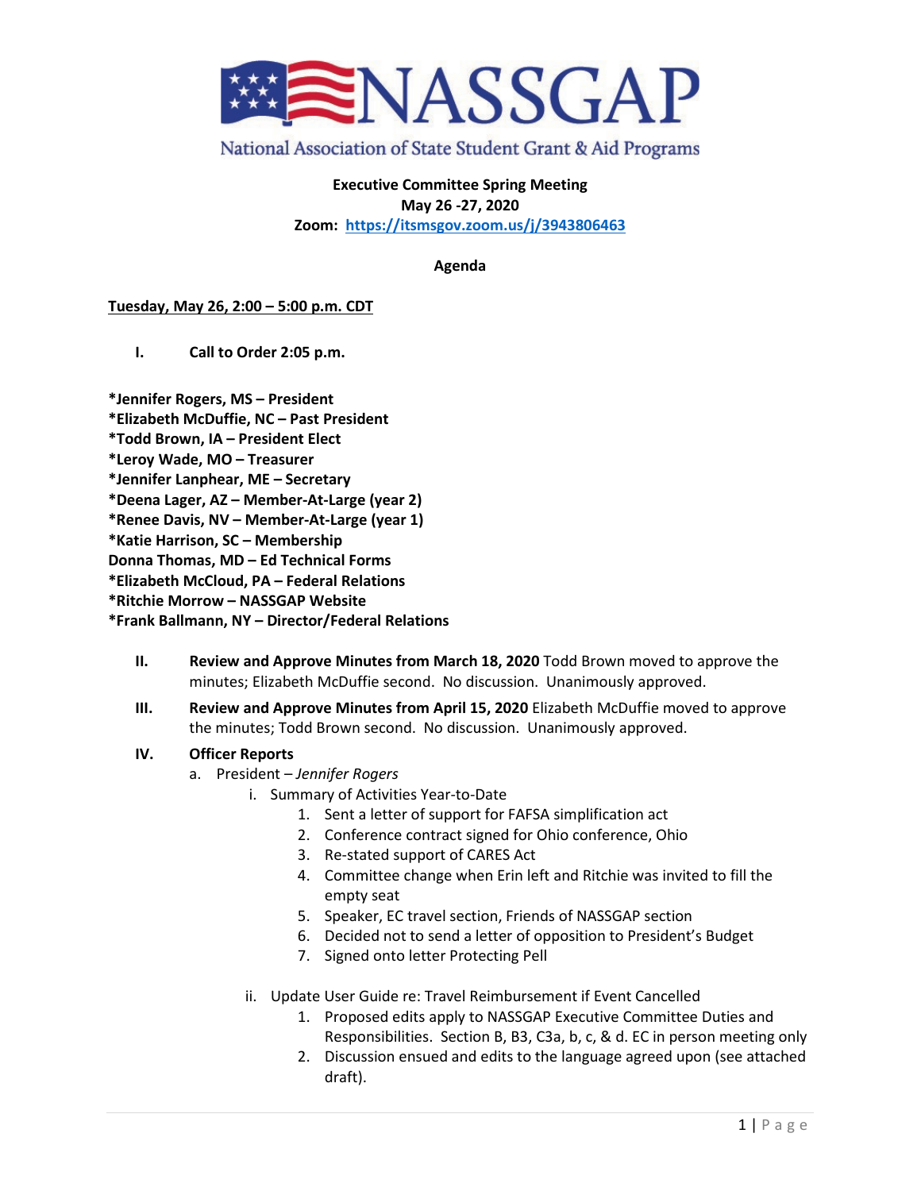# NASSGAP

National Association of State Student Grant & Aid Programs

**Executive Committee Spring Meeting**
**May 26 -27, 2020**
**Zoom: [https://itsmsgov.zoom.us/j/3943806463](https://itsmsgov.zoom.us/j/3943806463)**

**Agenda**

**Tuesday, May 26, 2:00 – 5:00 p.m. CDT**

**I. Call to Order 2:05 p.m.**

*Jennifer Rogers, MS – President
*Elizabeth McDuffie, NC – Past President
*Todd Brown, IA – President Elect
*Leroy Wade, MO – Treasurer
*Jennifer Lanphear, ME – Secretary
*Deena Lager, AZ – Member-At-Large (year 2)
*Renee Davis, NV – Member-At-Large (year 1)
*Katie Harrison, SC – Membership
Donna Thomas, MD – Ed Technical Forms
*Elizabeth McCloud, PA – Federal Relations
*Ritchie Morrow – NASSGAP Website
*Frank Ballmann, NY – Director/Federal Relations

**II. Review and Approve Minutes from March 18, 2020** Todd Brown moved to approve the minutes; Elizabeth McDuffie second. No discussion. Unanimously approved.

**III. Review and Approve Minutes from April 15, 2020** Elizabeth McDuffie moved to approve the minutes; Todd Brown second. No discussion. Unanimously approved.

**IV. Officer Reports**

a. President – *Jennifer Rogers*
   i. Summary of Activities Year-to-Date
      1. Sent a letter of support for FAFSA simplification act
      2. Conference contract signed for Ohio conference, Ohio
      3. Re-stated support of CARES Act
      4. Committee change when Erin left and Ritchie was invited to fill the empty seat
      5. Speaker, EC travel section, Friends of NASSGAP section
      6. Decided not to send a letter of opposition to President's Budget
      7. Signed onto letter Protecting Pell

   ii. Update User Guide re: Travel Reimbursement if Event Cancelled
      1. Proposed edits apply to NASSGAP Executive Committee Duties and Responsibilities. Section B, B3, C3a, b, c, & d. EC in person meeting only
      2. Discussion ensued and edits to the language agreed upon (see attached draft).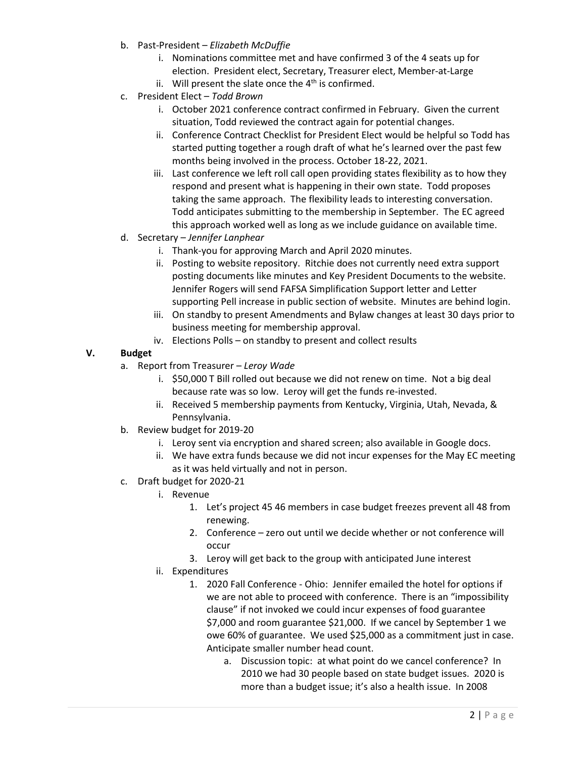b. Past-President – *Elizabeth McDuffie*
   i. Nominations committee met and have confirmed 3 of the 4 seats up for election. President elect, Secretary, Treasurer elect, Member-at-Large
   ii. Will present the slate once the 4th is confirmed.

c. President Elect – *Todd Brown*
   i. October 2021 conference contract confirmed in February. Given the current situation, Todd reviewed the contract again for potential changes.
   ii. Conference Contract Checklist for President Elect would be helpful so Todd has started putting together a rough draft of what he's learned over the past few months being involved in the process. October 18-22, 2021.
   iii. Last conference we left roll call open providing states flexibility as to how they respond and present what is happening in their own state. Todd proposes taking the same approach. The flexibility leads to interesting conversation. Todd anticipates submitting to the membership in September. The EC agreed this approach worked well as long as we include guidance on available time.

d. Secretary – *Jennifer Lanphear*
   i. Thank-you for approving March and April 2020 minutes.
   ii. Posting to website repository. Ritchie does not currently need extra support posting documents like minutes and Key President Documents to the website. Jennifer Rogers will send FAFSA Simplification Support letter and Letter supporting Pell increase in public section of website. Minutes are behind login.
   iii. On standby to present Amendments and Bylaw changes at least 30 days prior to business meeting for membership approval.
   iv. Elections Polls – on standby to present and collect results

## V. Budget

a. Report from Treasurer – *Leroy Wade*
   i. $50,000 T Bill rolled out because we did not renew on time. Not a big deal because rate was so low. Leroy will get the funds re-invested.
   ii. Received 5 membership payments from Kentucky, Virginia, Utah, Nevada, & Pennsylvania.

b. Review budget for 2019-20
   i. Leroy sent via encryption and shared screen; also available in Google docs.
   ii. We have extra funds because we did not incur expenses for the May EC meeting as it was held virtually and not in person.

c. Draft budget for 2020-21
   i. Revenue
      1. Let's project 45 46 members in case budget freezes prevent all 48 from renewing.
      2. Conference – zero out until we decide whether or not conference will occur
      3. Leroy will get back to the group with anticipated June interest
   ii. Expenditures
      1. 2020 Fall Conference - Ohio: Jennifer emailed the hotel for options if we are not able to proceed with conference. There is an "impossibility clause" if not invoked we could incur expenses of food guarantee $7,000 and room guarantee $21,000. If we cancel by September 1 we owe 60% of guarantee. We used $25,000 as a commitment just in case. Anticipate smaller number head count.
         a. Discussion topic: at what point do we cancel conference? In 2010 we had 30 people based on state budget issues. 2020 is more than a budget issue; it's also a health issue. In 2008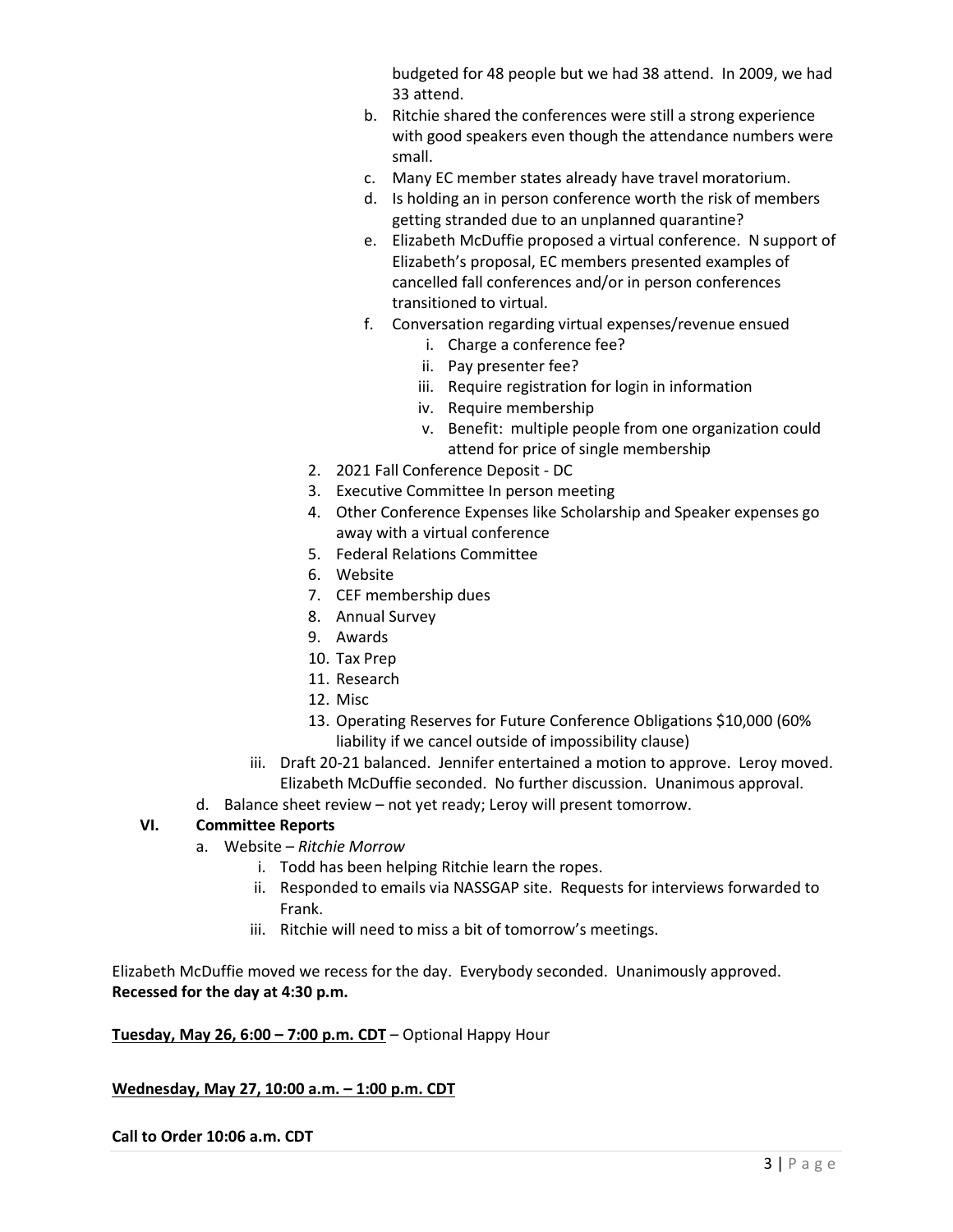budgeted for 48 people but we had 38 attend. In 2009, we had 33 attend.

   b. Ritchie shared the conferences were still a strong experience with good speakers even though the attendance numbers were small.
   c. Many EC member states already have travel moratorium.
   d. Is holding an in person conference worth the risk of members getting stranded due to an unplanned quarantine?
   e. Elizabeth McDuffie proposed a virtual conference. N support of Elizabeth's proposal, EC members presented examples of cancelled fall conferences and/or in person conferences transitioned to virtual.
   f. Conversation regarding virtual expenses/revenue ensued
      i. Charge a conference fee?
      ii. Pay presenter fee?
      iii. Require registration for login in information
      iv. Require membership
      v. Benefit: multiple people from one organization could attend for price of single membership

2. 2021 Fall Conference Deposit - DC
3. Executive Committee In person meeting
4. Other Conference Expenses like Scholarship and Speaker expenses go away with a virtual conference
5. Federal Relations Committee
6. Website
7. CEF membership dues
8. Annual Survey
9. Awards
10. Tax Prep
11. Research
12. Misc
13. Operating Reserves for Future Conference Obligations $10,000 (60% liability if we cancel outside of impossibility clause)

iii. Draft 20-21 balanced. Jennifer entertained a motion to approve. Leroy moved. Elizabeth McDuffie seconded. No further discussion. Unanimous approval.

d. Balance sheet review – not yet ready; Leroy will present tomorrow.

**VI. Committee Reports**

a. Website – *Ritchie Morrow*
   i. Todd has been helping Ritchie learn the ropes.
   ii. Responded to emails via NASSGAP site. Requests for interviews forwarded to Frank.
   iii. Ritchie will need to miss a bit of tomorrow's meetings.

Elizabeth McDuffie moved we recess for the day. Everybody seconded. Unanimously approved.
**Recessed for the day at 4:30 p.m.**

**Tuesday, May 26, 6:00 – 7:00 p.m. CDT** – Optional Happy Hour

**Wednesday, May 27, 10:00 a.m. – 1:00 p.m. CDT**

**Call to Order 10:06 a.m. CDT**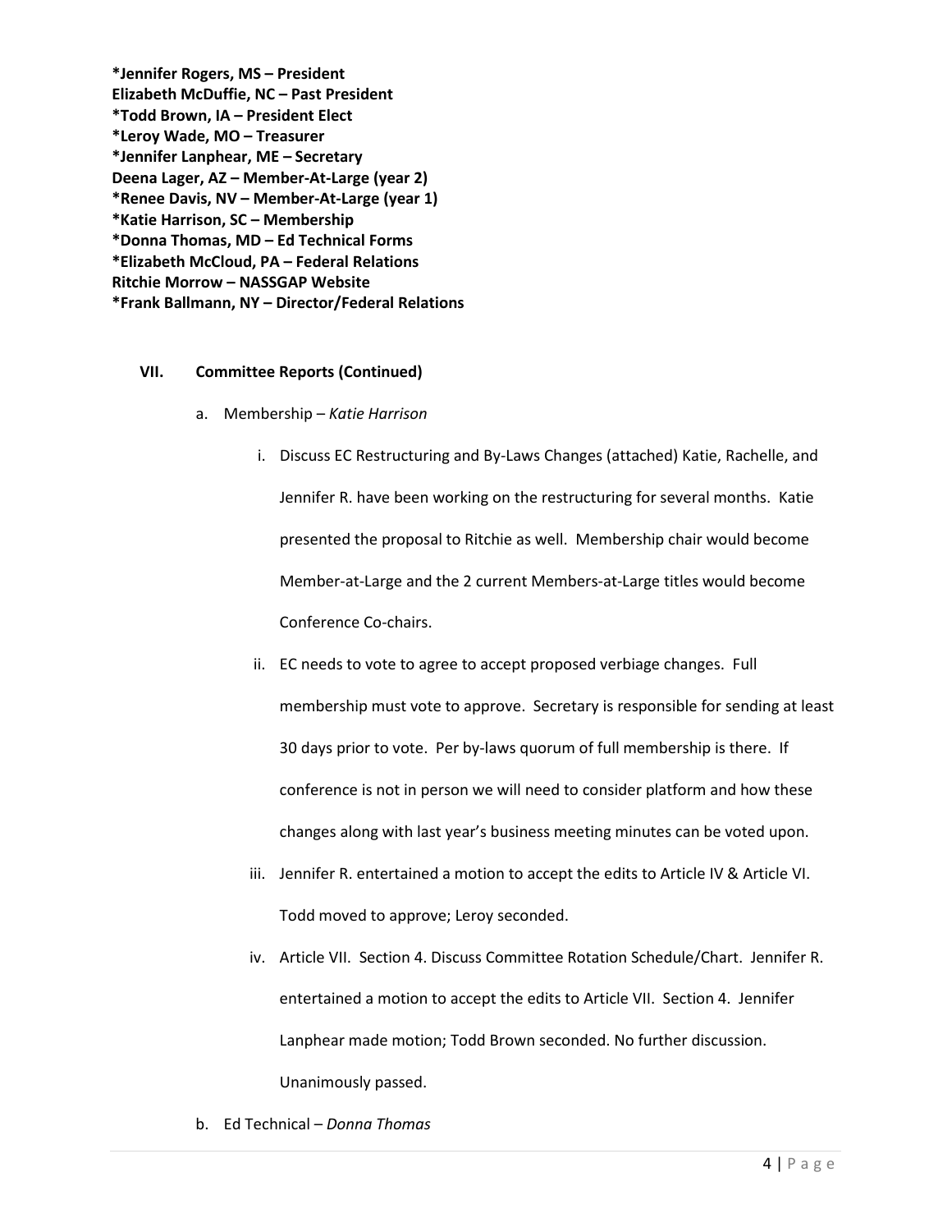**\*Jennifer Rogers, MS – President**
**Elizabeth McDuffie, NC – Past President**
**\*Todd Brown, IA – President Elect**
**\*Leroy Wade, MO – Treasurer**
**\*Jennifer Lanphear, ME – Secretary**
**Deena Lager, AZ – Member-At-Large (year 2)**
**\*Renee Davis, NV – Member-At-Large (year 1)**
**\*Katie Harrison, SC – Membership**
**\*Donna Thomas, MD – Ed Technical Forms**
**\*Elizabeth McCloud, PA – Federal Relations**
**Ritchie Morrow – NASSGAP Website**
**\*Frank Ballmann, NY – Director/Federal Relations**

**VII. Committee Reports (Continued)**

a. Membership – *Katie Harrison*

   i. Discuss EC Restructuring and By-Laws Changes (attached) Katie, Rachelle, and Jennifer R. have been working on the restructuring for several months. Katie presented the proposal to Ritchie as well. Membership chair would become Member-at-Large and the 2 current Members-at-Large titles would become Conference Co-chairs.

   ii. EC needs to vote to agree to accept proposed verbiage changes. Full membership must vote to approve. Secretary is responsible for sending at least 30 days prior to vote. Per by-laws quorum of full membership is there. If conference is not in person we will need to consider platform and how these changes along with last year's business meeting minutes can be voted upon.

   iii. Jennifer R. entertained a motion to accept the edits to Article IV & Article VI. Todd moved to approve; Leroy seconded.

   iv. Article VII. Section 4. Discuss Committee Rotation Schedule/Chart. Jennifer R. entertained a motion to accept the edits to Article VII. Section 4. Jennifer Lanphear made motion; Todd Brown seconded. No further discussion. Unanimously passed.

b. Ed Technical – *Donna Thomas*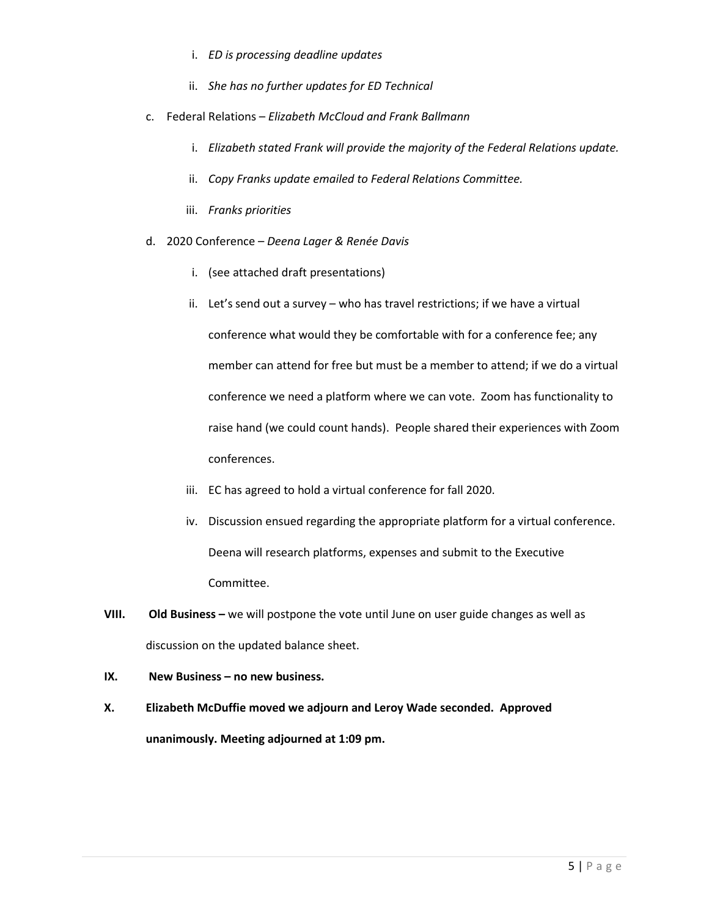i. *ED is processing deadline updates*
   ii. *She has no further updates for ED Technical*

c. Federal Relations – *Elizabeth McCloud and Frank Ballmann*
   i. *Elizabeth stated Frank will provide the majority of the Federal Relations update.*
   ii. *Copy Franks update emailed to Federal Relations Committee.*
   iii. *Franks priorities*

d. 2020 Conference – *Deena Lager & Renée Davis*
   i. (see attached draft presentations)
   ii. Let's send out a survey – who has travel restrictions; if we have a virtual conference what would they be comfortable with for a conference fee; any member can attend for free but must be a member to attend; if we do a virtual conference we need a platform where we can vote. Zoom has functionality to raise hand (we could count hands). People shared their experiences with Zoom conferences.
   iii. EC has agreed to hold a virtual conference for fall 2020.
   iv. Discussion ensued regarding the appropriate platform for a virtual conference. Deena will research platforms, expenses and submit to the Executive Committee.

**VIII. Old Business –** we will postpone the vote until June on user guide changes as well as discussion on the updated balance sheet.

**IX. New Business – no new business.**

**X. Elizabeth McDuffie moved we adjourn and Leroy Wade seconded. Approved unanimously. Meeting adjourned at 1:09 pm.**